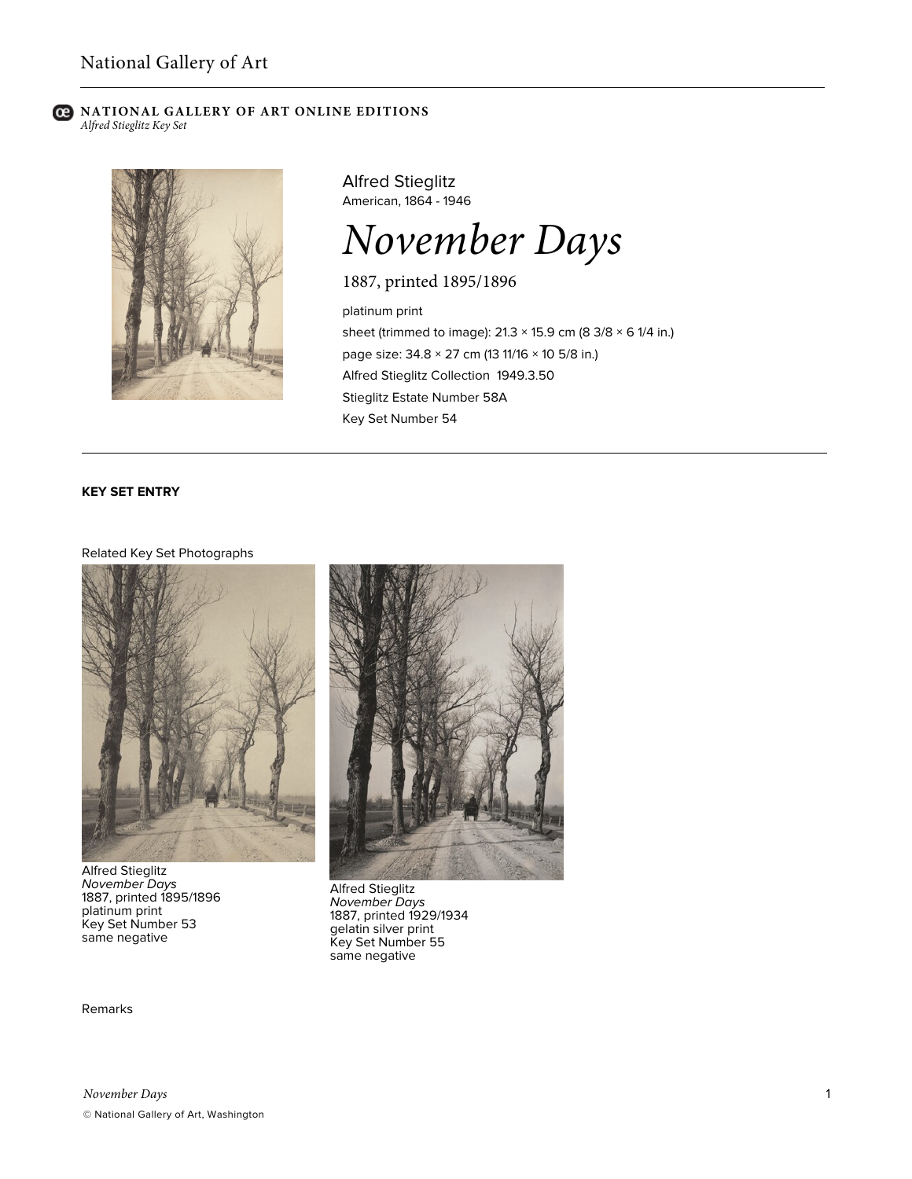NATIONAL GALLERY OF ART ONLINE EDITIONS
*Alfred Stieglitz Key Set*

Alfred Stieglitz
American, 1864 - 1946

# *November Days*

1887, printed 1895/1896

platinum print
sheet (trimmed to image): 21.3 × 15.9 cm (8 3/8 × 6 1/4 in.)
page size: 34.8 × 27 cm (13 11/16 × 10 5/8 in.)
Alfred Stieglitz Collection 1949.3.50
Stieglitz Estate Number 58A
Key Set Number 54

**KEY SET ENTRY**

Related Key Set Photographs

Alfred Stieglitz
*November Days*
1887, printed 1895/1896
platinum print
Key Set Number 53
same negative

Alfred Stieglitz
*November Days*
1887, printed 1929/1934
gelatin silver print
Key Set Number 55
same negative

Remarks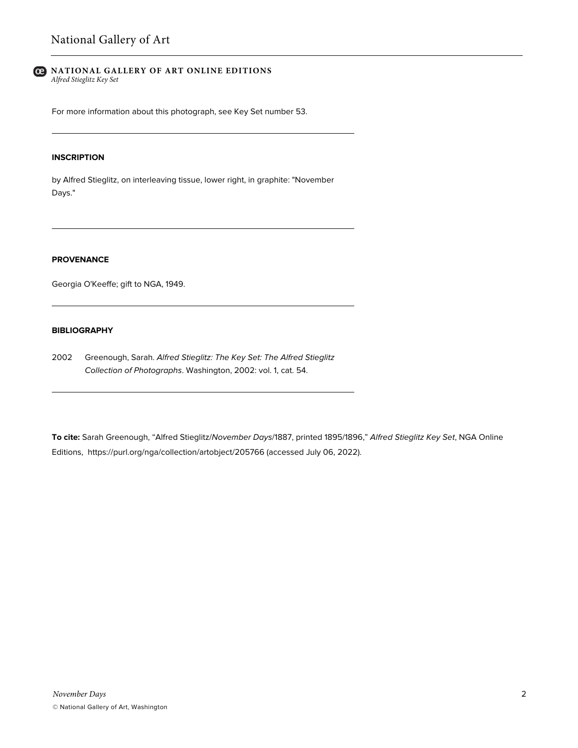For more information about this photograph, see Key Set number 53.

---

## INSCRIPTION

by Alfred Stieglitz, on interleaving tissue, lower right, in graphite: "November Days."

---

## PROVENANCE

Georgia O'Keeffe; gift to NGA, 1949.

---

## BIBLIOGRAPHY

2002 Greenough, Sarah. *Alfred Stieglitz: The Key Set: The Alfred Stieglitz Collection of Photographs*. Washington, 2002: vol. 1, cat. 54.

---

**To cite:** Sarah Greenough, "Alfred Stieglitz/*November Days*/1887, printed 1895/1896," *Alfred Stieglitz Key Set*, NGA Online Editions, https://purl.org/nga/collection/artobject/205766 (accessed July 06, 2022).